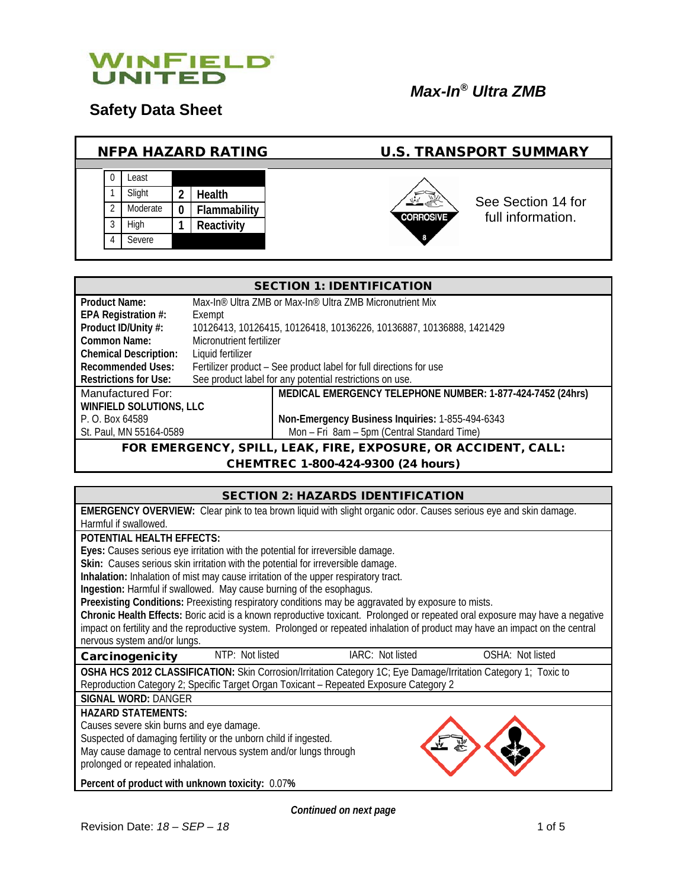WINFIELD UNITED

# Safety Data Sheet

***Max-In® Ultra ZMB***

## NFPA HAZARD RATING

| | | | |
|---|---|---|---|
| 0 | Least | | |
| 1 | Slight | 2 | **Health** |
| 2 | Moderate | 0 | **Flammability** |
| 3 | High | 1 | **Reactivity** |
| 4 | Severe | | |

## U.S. TRANSPORT SUMMARY

CORROSIVE 8

See Section 14 for full information.

## SECTION 1: IDENTIFICATION

| | |
|---|---|
| **Product Name:** | Max-In® Ultra ZMB or Max-In® Ultra ZMB Micronutrient Mix |
| **EPA Registration #:** | Exempt |
| **Product ID/Unity #:** | 10126413, 10126415, 10126418, 10136226, 10136887, 10136888, 1421429 |
| **Common Name:** | Micronutrient fertilizer |
| **Chemical Description:** | Liquid fertilizer |
| **Recommended Uses:** | Fertilizer product – See product label for full directions for use |
| **Restrictions for Use:** | See product label for any potential restrictions on use. |

Manufactured For:
**WINFIELD SOLUTIONS, LLC**
P. O. Box 64589
St. Paul, MN 55164-0589

**MEDICAL EMERGENCY TELEPHONE NUMBER: 1-877-424-7452 (24hrs)**

**Non-Emergency Business Inquiries:** 1-855-494-6343
Mon – Fri 8am – 5pm (Central Standard Time)

**FOR EMERGENCY, SPILL, LEAK, FIRE, EXPOSURE, OR ACCIDENT, CALL: CHEMTREC 1-800-424-9300 (24 hours)**

## SECTION 2: HAZARDS IDENTIFICATION

**EMERGENCY OVERVIEW:** Clear pink to tea brown liquid with slight organic odor. Causes serious eye and skin damage. Harmful if swallowed.

**POTENTIAL HEALTH EFFECTS:**

**Eyes:** Causes serious eye irritation with the potential for irreversible damage.
**Skin:** Causes serious skin irritation with the potential for irreversible damage.
**Inhalation:** Inhalation of mist may cause irritation of the upper respiratory tract.
**Ingestion:** Harmful if swallowed. May cause burning of the esophagus.
**Preexisting Conditions:** Preexisting respiratory conditions may be aggravated by exposure to mists.
**Chronic Health Effects:** Boric acid is a known reproductive toxicant. Prolonged or repeated oral exposure may have a negative impact on fertility and the reproductive system. Prolonged or repeated inhalation of product may have an impact on the central nervous system and/or lungs.

| **Carcinogenicity** | NTP: Not listed | IARC: Not listed | OSHA: Not listed |
|---|---|---|---|

**OSHA HCS 2012 CLASSIFICATION:** Skin Corrosion/Irritation Category 1C; Eye Damage/Irritation Category 1; Toxic to Reproduction Category 2; Specific Target Organ Toxicant – Repeated Exposure Category 2

**SIGNAL WORD:** DANGER

**HAZARD STATEMENTS:**
Causes severe skin burns and eye damage.
Suspected of damaging fertility or the unborn child if ingested.
May cause damage to central nervous system and/or lungs through prolonged or repeated inhalation.

**Percent of product with unknown toxicity:** 0.07**%**

***Continued on next page***

Revision Date: *18 – SEP – 18*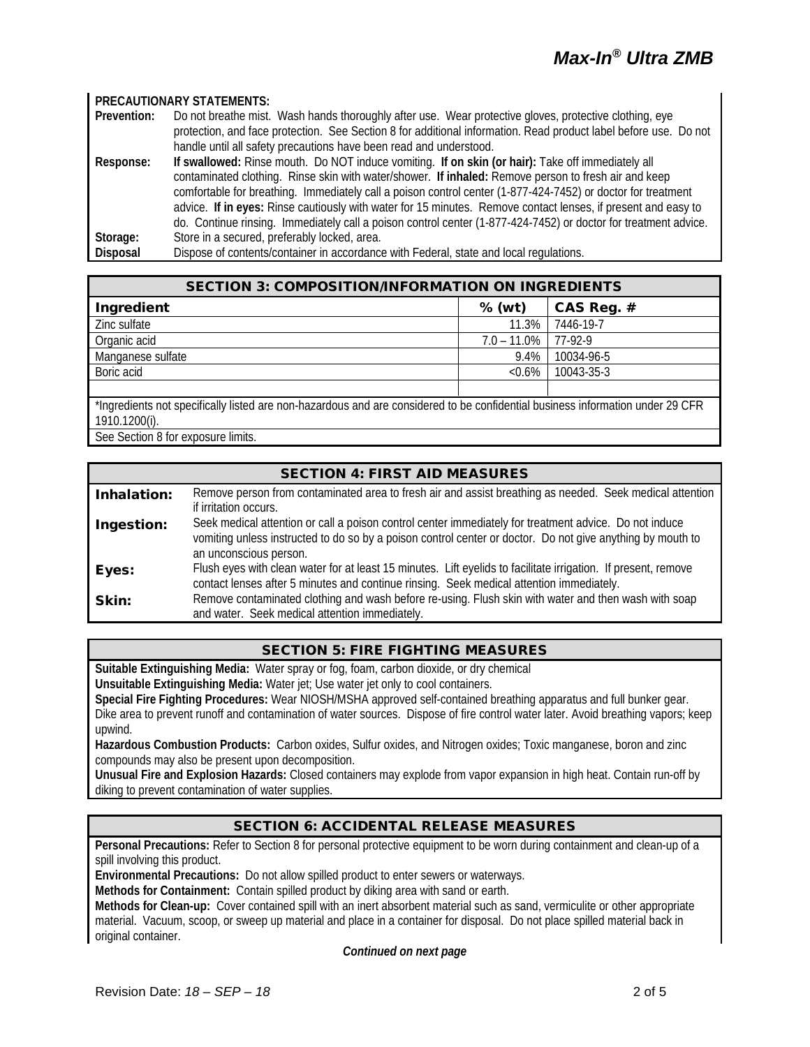**PRECAUTIONARY STATEMENTS:**

**Prevention:** Do not breathe mist. Wash hands thoroughly after use. Wear protective gloves, protective clothing, eye protection, and face protection. See Section 8 for additional information. Read product label before use. Do not handle until all safety precautions have been read and understood.

**Response:** **If swallowed:** Rinse mouth. Do NOT induce vomiting. **If on skin (or hair):** Take off immediately all contaminated clothing. Rinse skin with water/shower. **If inhaled:** Remove person to fresh air and keep comfortable for breathing. Immediately call a poison control center (1-877-424-7452) or doctor for treatment advice. **If in eyes:** Rinse cautiously with water for 15 minutes. Remove contact lenses, if present and easy to do. Continue rinsing. Immediately call a poison control center (1-877-424-7452) or doctor for treatment advice.

**Storage:** Store in a secured, preferably locked, area.

**Disposal** Dispose of contents/container in accordance with Federal, state and local regulations.

## SECTION 3: COMPOSITION/INFORMATION ON INGREDIENTS

| Ingredient | % (wt) | CAS Reg. # |
|---|---|---|
| Zinc sulfate | 11.3% | 7446-19-7 |
| Organic acid | 7.0 – 11.0% | 77-92-9 |
| Manganese sulfate | 9.4% | 10034-96-5 |
| Boric acid | <0.6% | 10043-35-3 |
| | | |

*Ingredients not specifically listed are non-hazardous and are considered to be confidential business information under 29 CFR 1910.1200(i).

See Section 8 for exposure limits.

## SECTION 4: FIRST AID MEASURES

**Inhalation:** Remove person from contaminated area to fresh air and assist breathing as needed. Seek medical attention if irritation occurs.

**Ingestion:** Seek medical attention or call a poison control center immediately for treatment advice. Do not induce vomiting unless instructed to do so by a poison control center or doctor. Do not give anything by mouth to an unconscious person.

**Eyes:** Flush eyes with clean water for at least 15 minutes. Lift eyelids to facilitate irrigation. If present, remove contact lenses after 5 minutes and continue rinsing. Seek medical attention immediately.

**Skin:** Remove contaminated clothing and wash before re-using. Flush skin with water and then wash with soap and water. Seek medical attention immediately.

## SECTION 5: FIRE FIGHTING MEASURES

**Suitable Extinguishing Media:** Water spray or fog, foam, carbon dioxide, or dry chemical

**Unsuitable Extinguishing Media:** Water jet; Use water jet only to cool containers.

**Special Fire Fighting Procedures:** Wear NIOSH/MSHA approved self-contained breathing apparatus and full bunker gear. Dike area to prevent runoff and contamination of water sources. Dispose of fire control water later. Avoid breathing vapors; keep upwind.

**Hazardous Combustion Products:** Carbon oxides, Sulfur oxides, and Nitrogen oxides; Toxic manganese, boron and zinc compounds may also be present upon decomposition.

**Unusual Fire and Explosion Hazards:** Closed containers may explode from vapor expansion in high heat. Contain run-off by diking to prevent contamination of water supplies.

## SECTION 6: ACCIDENTAL RELEASE MEASURES

**Personal Precautions:** Refer to Section 8 for personal protective equipment to be worn during containment and clean-up of a spill involving this product.

**Environmental Precautions:** Do not allow spilled product to enter sewers or waterways.

**Methods for Containment:** Contain spilled product by diking area with sand or earth.

**Methods for Clean-up:** Cover contained spill with an inert absorbent material such as sand, vermiculite or other appropriate material. Vacuum, scoop, or sweep up material and place in a container for disposal. Do not place spilled material back in original container.

***Continued on next page***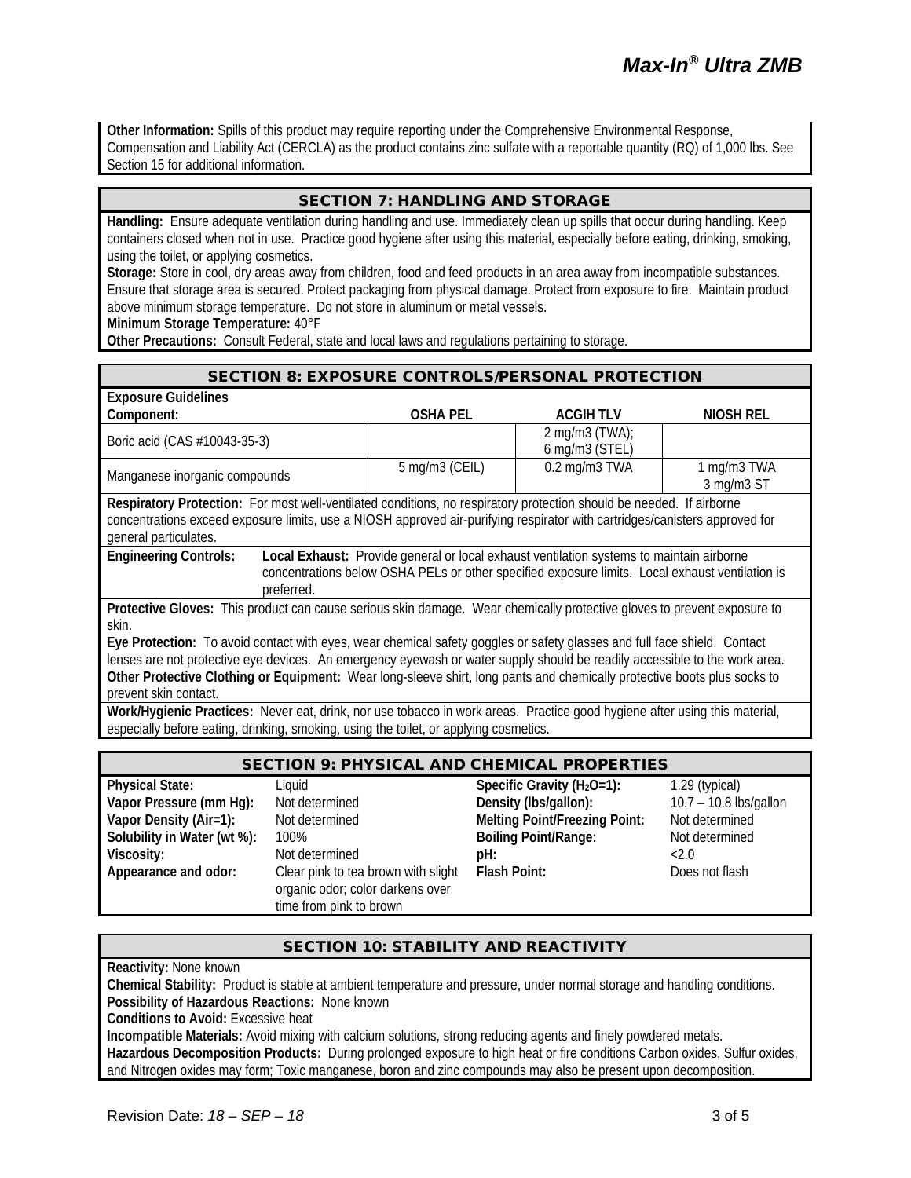**Other Information:** Spills of this product may require reporting under the Comprehensive Environmental Response, Compensation and Liability Act (CERCLA) as the product contains zinc sulfate with a reportable quantity (RQ) of 1,000 lbs. See Section 15 for additional information.

## SECTION 7: HANDLING AND STORAGE

**Handling:** Ensure adequate ventilation during handling and use. Immediately clean up spills that occur during handling. Keep containers closed when not in use. Practice good hygiene after using this material, especially before eating, drinking, smoking, using the toilet, or applying cosmetics.

**Storage:** Store in cool, dry areas away from children, food and feed products in an area away from incompatible substances. Ensure that storage area is secured. Protect packaging from physical damage. Protect from exposure to fire. Maintain product above minimum storage temperature. Do not store in aluminum or metal vessels.

**Minimum Storage Temperature:** 40°F

**Other Precautions:** Consult Federal, state and local laws and regulations pertaining to storage.

## SECTION 8: EXPOSURE CONTROLS/PERSONAL PROTECTION

**Exposure Guidelines**

| Component: | OSHA PEL | ACGIH TLV | NIOSH REL |
|---|---|---|---|
| Boric acid (CAS #10043-35-3) | | 2 mg/m3 (TWA); 6 mg/m3 (STEL) | |
| Manganese inorganic compounds | 5 mg/m3 (CEIL) | 0.2 mg/m3 TWA | 1 mg/m3 TWA 3 mg/m3 ST |

**Respiratory Protection:** For most well-ventilated conditions, no respiratory protection should be needed. If airborne concentrations exceed exposure limits, use a NIOSH approved air-purifying respirator with cartridges/canisters approved for general particulates.

**Engineering Controls:** **Local Exhaust:** Provide general or local exhaust ventilation systems to maintain airborne concentrations below OSHA PELs or other specified exposure limits. Local exhaust ventilation is preferred.

**Protective Gloves:** This product can cause serious skin damage. Wear chemically protective gloves to prevent exposure to skin.

**Eye Protection:** To avoid contact with eyes, wear chemical safety goggles or safety glasses and full face shield. Contact lenses are not protective eye devices. An emergency eyewash or water supply should be readily accessible to the work area.

**Other Protective Clothing or Equipment:** Wear long-sleeve shirt, long pants and chemically protective boots plus socks to prevent skin contact.

**Work/Hygienic Practices:** Never eat, drink, nor use tobacco in work areas. Practice good hygiene after using this material, especially before eating, drinking, smoking, using the toilet, or applying cosmetics.

## SECTION 9: PHYSICAL AND CHEMICAL PROPERTIES

| | | | |
|---|---|---|---|
| **Physical State:** | Liquid | **Specific Gravity ($H_2O$=1):** | 1.29 (typical) |
| **Vapor Pressure (mm Hg):** | Not determined | **Density (lbs/gallon):** | 10.7 – 10.8 lbs/gallon |
| **Vapor Density (Air=1):** | Not determined | **Melting Point/Freezing Point:** | Not determined |
| **Solubility in Water (wt %):** | 100% | **Boiling Point/Range:** | Not determined |
| **Viscosity:** | Not determined | **pH:** | <2.0 |
| **Appearance and odor:** | Clear pink to tea brown with slight organic odor; color darkens over time from pink to brown | **Flash Point:** | Does not flash |

## SECTION 10: STABILITY AND REACTIVITY

**Reactivity:** None known

**Chemical Stability:** Product is stable at ambient temperature and pressure, under normal storage and handling conditions.

**Possibility of Hazardous Reactions:** None known

**Conditions to Avoid:** Excessive heat

**Incompatible Materials:** Avoid mixing with calcium solutions, strong reducing agents and finely powdered metals.

**Hazardous Decomposition Products:** During prolonged exposure to high heat or fire conditions Carbon oxides, Sulfur oxides, and Nitrogen oxides may form; Toxic manganese, boron and zinc compounds may also be present upon decomposition.

Revision Date: *18 – SEP – 18*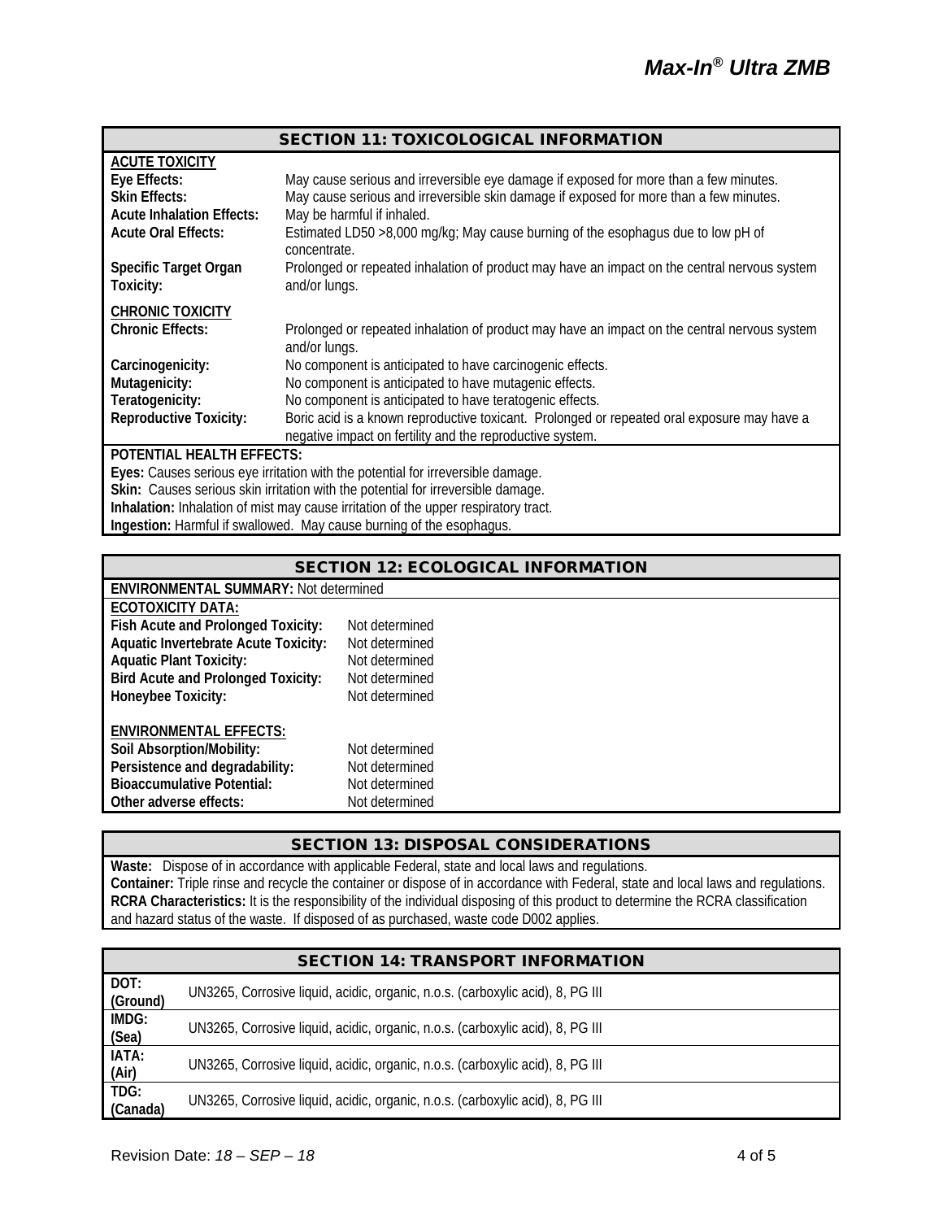## SECTION 11: TOXICOLOGICAL INFORMATION

**ACUTE TOXICITY**

| | |
|---|---|
| **Eye Effects:** | May cause serious and irreversible eye damage if exposed for more than a few minutes. |
| **Skin Effects:** | May cause serious and irreversible skin damage if exposed for more than a few minutes. |
| **Acute Inhalation Effects:** | May be harmful if inhaled. |
| **Acute Oral Effects:** | Estimated LD50 >8,000 mg/kg; May cause burning of the esophagus due to low pH of concentrate. |
| **Specific Target Organ Toxicity:** | Prolonged or repeated inhalation of product may have an impact on the central nervous system and/or lungs. |

**CHRONIC TOXICITY**

| | |
|---|---|
| **Chronic Effects:** | Prolonged or repeated inhalation of product may have an impact on the central nervous system and/or lungs. |
| **Carcinogenicity:** | No component is anticipated to have carcinogenic effects. |
| **Mutagenicity:** | No component is anticipated to have mutagenic effects. |
| **Teratogenicity:** | No component is anticipated to have teratogenic effects. |
| **Reproductive Toxicity:** | Boric acid is a known reproductive toxicant. Prolonged or repeated oral exposure may have a negative impact on fertility and the reproductive system. |

**POTENTIAL HEALTH EFFECTS:**

**Eyes:** Causes serious eye irritation with the potential for irreversible damage.
**Skin:** Causes serious skin irritation with the potential for irreversible damage.
**Inhalation:** Inhalation of mist may cause irritation of the upper respiratory tract.
**Ingestion:** Harmful if swallowed. May cause burning of the esophagus.

## SECTION 12: ECOLOGICAL INFORMATION

**ENVIRONMENTAL SUMMARY:** Not determined

**ECOTOXICITY DATA:**

| | |
|---|---|
| **Fish Acute and Prolonged Toxicity:** | Not determined |
| **Aquatic Invertebrate Acute Toxicity:** | Not determined |
| **Aquatic Plant Toxicity:** | Not determined |
| **Bird Acute and Prolonged Toxicity:** | Not determined |
| **Honeybee Toxicity:** | Not determined |

**ENVIRONMENTAL EFFECTS:**

| | |
|---|---|
| **Soil Absorption/Mobility:** | Not determined |
| **Persistence and degradability:** | Not determined |
| **Bioaccumulative Potential:** | Not determined |
| **Other adverse effects:** | Not determined |

## SECTION 13: DISPOSAL CONSIDERATIONS

**Waste:** Dispose of in accordance with applicable Federal, state and local laws and regulations.
**Container:** Triple rinse and recycle the container or dispose of in accordance with Federal, state and local laws and regulations.
**RCRA Characteristics:** It is the responsibility of the individual disposing of this product to determine the RCRA classification and hazard status of the waste. If disposed of as purchased, waste code D002 applies.

## SECTION 14: TRANSPORT INFORMATION

| | |
|---|---|
| **DOT: (Ground)** | UN3265, Corrosive liquid, acidic, organic, n.o.s. (carboxylic acid), 8, PG III |
| **IMDG: (Sea)** | UN3265, Corrosive liquid, acidic, organic, n.o.s. (carboxylic acid), 8, PG III |
| **IATA: (Air)** | UN3265, Corrosive liquid, acidic, organic, n.o.s. (carboxylic acid), 8, PG III |
| **TDG: (Canada)** | UN3265, Corrosive liquid, acidic, organic, n.o.s. (carboxylic acid), 8, PG III |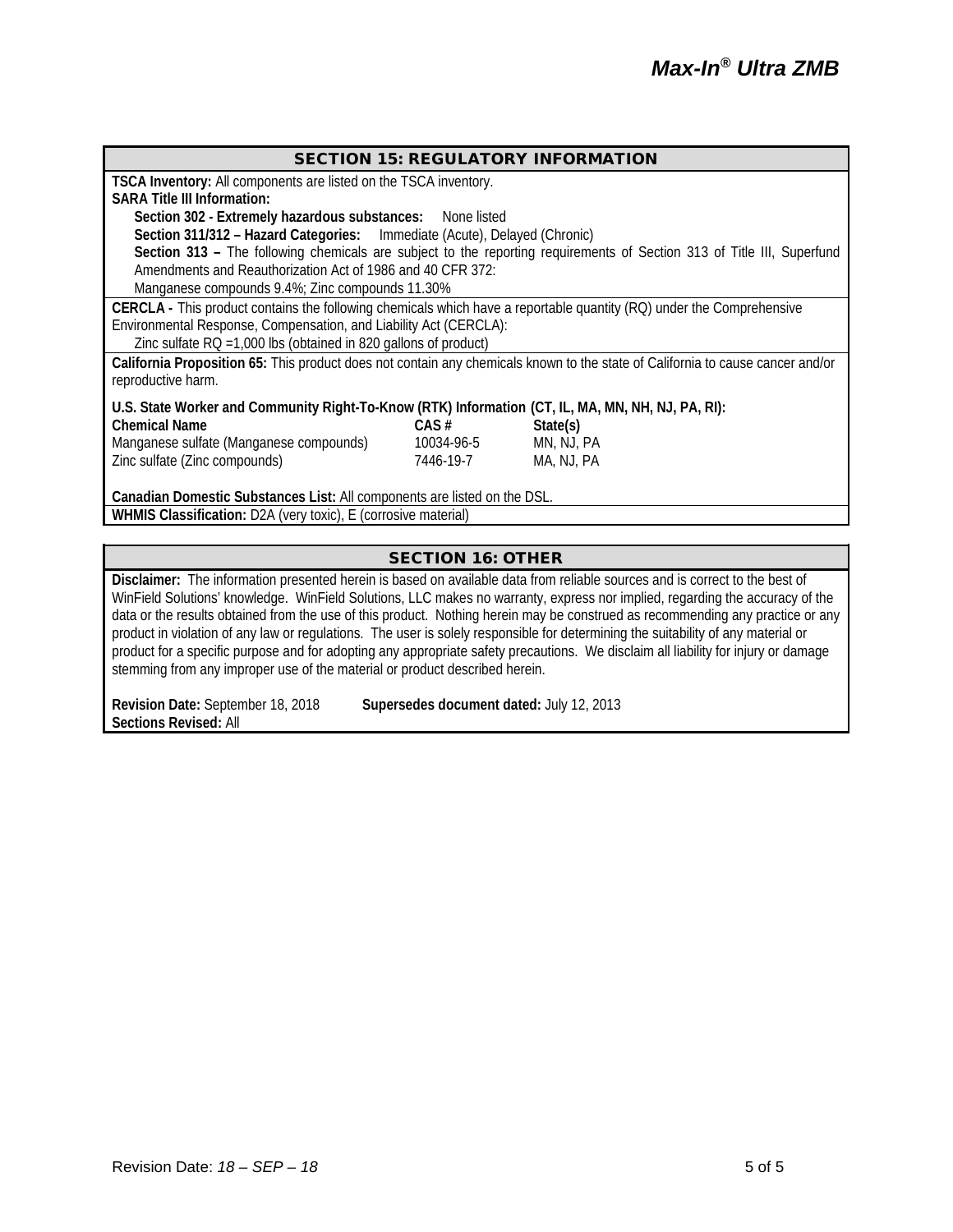## SECTION 15: REGULATORY INFORMATION

**TSCA Inventory:** All components are listed on the TSCA inventory.

**SARA Title III Information:**

**Section 302 - Extremely hazardous substances:** None listed

**Section 311/312 – Hazard Categories:** Immediate (Acute), Delayed (Chronic)

**Section 313 –** The following chemicals are subject to the reporting requirements of Section 313 of Title III, Superfund Amendments and Reauthorization Act of 1986 and 40 CFR 372:

Manganese compounds 9.4%; Zinc compounds 11.30%

**CERCLA -** This product contains the following chemicals which have a reportable quantity (RQ) under the Comprehensive Environmental Response, Compensation, and Liability Act (CERCLA):

Zinc sulfate RQ =1,000 lbs (obtained in 820 gallons of product)

**California Proposition 65:** This product does not contain any chemicals known to the state of California to cause cancer and/or reproductive harm.

**U.S. State Worker and Community Right-To-Know (RTK) Information (CT, IL, MA, MN, NH, NJ, PA, RI):**

| Chemical Name | CAS # | State(s) |
|---|---|---|
| Manganese sulfate (Manganese compounds) | 10034-96-5 | MN, NJ, PA |
| Zinc sulfate (Zinc compounds) | 7446-19-7 | MA, NJ, PA |

**Canadian Domestic Substances List:** All components are listed on the DSL.

**WHMIS Classification:** D2A (very toxic), E (corrosive material)

## SECTION 16: OTHER

**Disclaimer:** The information presented herein is based on available data from reliable sources and is correct to the best of WinField Solutions' knowledge. WinField Solutions, LLC makes no warranty, express nor implied, regarding the accuracy of the data or the results obtained from the use of this product. Nothing herein may be construed as recommending any practice or any product in violation of any law or regulations. The user is solely responsible for determining the suitability of any material or product for a specific purpose and for adopting any appropriate safety precautions. We disclaim all liability for injury or damage stemming from any improper use of the material or product described herein.

**Revision Date:** September 18, 2018 **Supersedes document dated:** July 12, 2013

**Sections Revised:** All